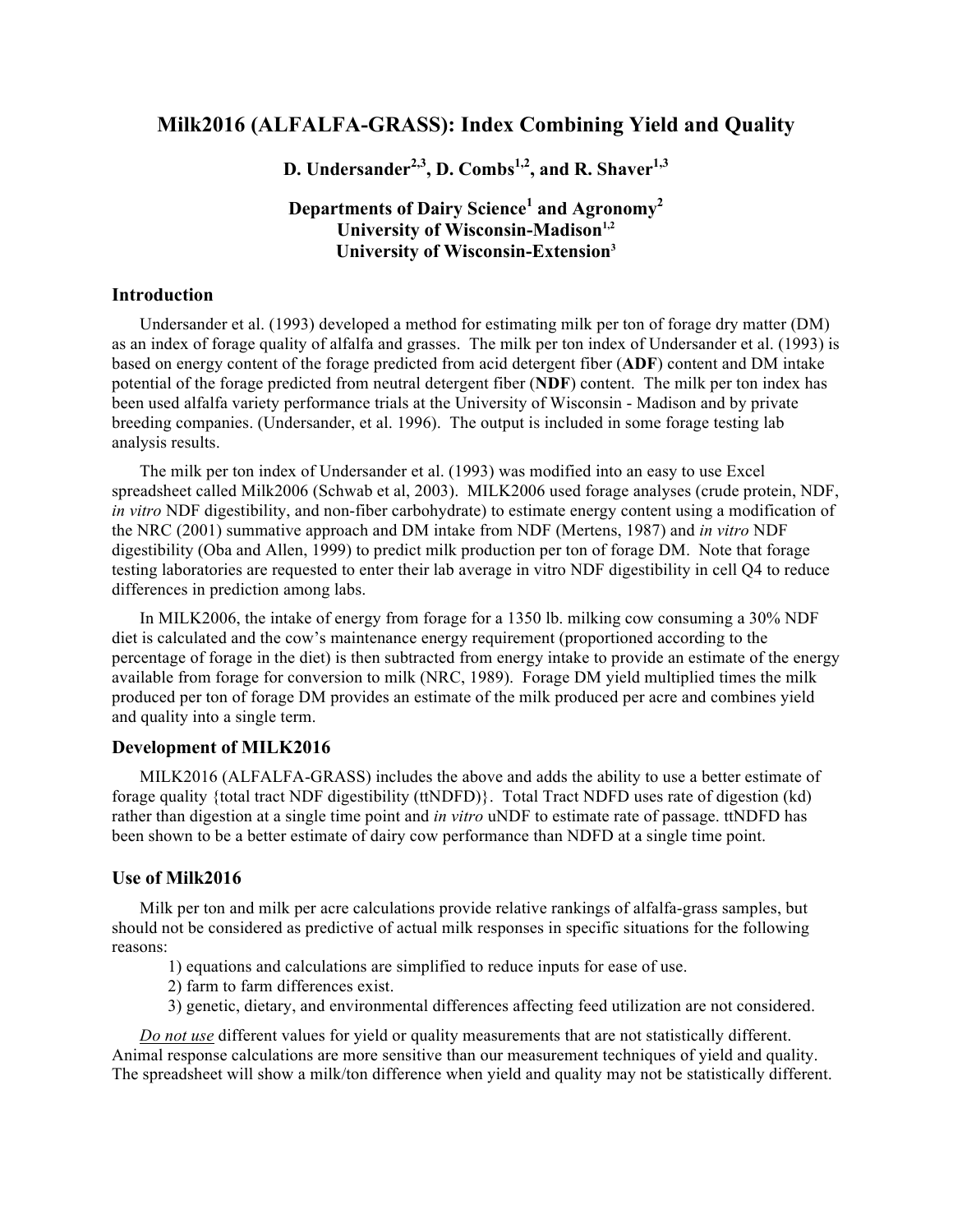# Milk2016 (ALFALFA-GRASS): Index Combining Yield and Quality

**D. Undersander[2,3], D. Combs[1,2], and R. Shaver[1,3]**

**Departments of Dairy Science[1] and Agronomy[2]**
**University of Wisconsin-Madison[1,2]**
**University of Wisconsin-Extension[3]**

## Introduction

Undersander et al. (1993) developed a method for estimating milk per ton of forage dry matter (DM) as an index of forage quality of alfalfa and grasses. The milk per ton index of Undersander et al. (1993) is based on energy content of the forage predicted from acid detergent fiber (**ADF**) content and DM intake potential of the forage predicted from neutral detergent fiber (**NDF**) content. The milk per ton index has been used alfalfa variety performance trials at the University of Wisconsin - Madison and by private breeding companies. (Undersander, et al. 1996). The output is included in some forage testing lab analysis results.

The milk per ton index of Undersander et al. (1993) was modified into an easy to use Excel spreadsheet called Milk2006 (Schwab et al, 2003). MILK2006 used forage analyses (crude protein, NDF, *in vitro* NDF digestibility, and non-fiber carbohydrate) to estimate energy content using a modification of the NRC (2001) summative approach and DM intake from NDF (Mertens, 1987) and *in vitro* NDF digestibility (Oba and Allen, 1999) to predict milk production per ton of forage DM. Note that forage testing laboratories are requested to enter their lab average in vitro NDF digestibility in cell Q4 to reduce differences in prediction among labs.

In MILK2006, the intake of energy from forage for a 1350 lb. milking cow consuming a 30% NDF diet is calculated and the cow's maintenance energy requirement (proportioned according to the percentage of forage in the diet) is then subtracted from energy intake to provide an estimate of the energy available from forage for conversion to milk (NRC, 1989). Forage DM yield multiplied times the milk produced per ton of forage DM provides an estimate of the milk produced per acre and combines yield and quality into a single term.

## Development of MILK2016

MILK2016 (ALFALFA-GRASS) includes the above and adds the ability to use a better estimate of forage quality {total tract NDF digestibility (ttNDFD)}. Total Tract NDFD uses rate of digestion (kd) rather than digestion at a single time point and *in vitro* uNDF to estimate rate of passage. ttNDFD has been shown to be a better estimate of dairy cow performance than NDFD at a single time point.

## Use of Milk2016

Milk per ton and milk per acre calculations provide relative rankings of alfalfa-grass samples, but should not be considered as predictive of actual milk responses in specific situations for the following reasons:

1) equations and calculations are simplified to reduce inputs for ease of use.
2) farm to farm differences exist.
3) genetic, dietary, and environmental differences affecting feed utilization are not considered.

*Do not use* different values for yield or quality measurements that are not statistically different. Animal response calculations are more sensitive than our measurement techniques of yield and quality. The spreadsheet will show a milk/ton difference when yield and quality may not be statistically different.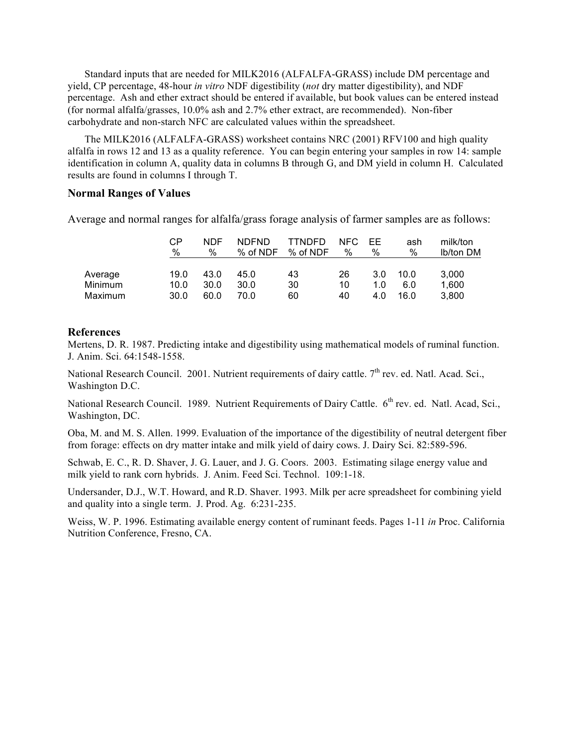Standard inputs that are needed for MILK2016 (ALFALFA-GRASS) include DM percentage and yield, CP percentage, 48-hour *in vitro* NDF digestibility (*not* dry matter digestibility), and NDF percentage. Ash and ether extract should be entered if available, but book values can be entered instead (for normal alfalfa/grasses, 10.0% ash and 2.7% ether extract, are recommended). Non-fiber carbohydrate and non-starch NFC are calculated values within the spreadsheet.

The MILK2016 (ALFALFA-GRASS) worksheet contains NRC (2001) RFV100 and high quality alfalfa in rows 12 and 13 as a quality reference. You can begin entering your samples in row 14: sample identification in column A, quality data in columns B through G, and DM yield in column H. Calculated results are found in columns I through T.

### Normal Ranges of Values

Average and normal ranges for alfalfa/grass forage analysis of farmer samples are as follows:

| | CP | NDF | NDFND | TTNDFD | NFC | EE | ash | milk/ton |
|---|---|---|---|---|---|---|---|---|
| | % | % | % of NDF | % of NDF | % | % | % | lb/ton DM |
| Average | 19.0 | 43.0 | 45.0 | 43 | 26 | 3.0 | 10.0 | 3,000 |
| Minimum | 10.0 | 30.0 | 30.0 | 30 | 10 | 1.0 | 6.0 | 1,600 |
| Maximum | 30.0 | 60.0 | 70.0 | 60 | 40 | 4.0 | 16.0 | 3,800 |

### References

Mertens, D. R. 1987. Predicting intake and digestibility using mathematical models of ruminal function. J. Anim. Sci. 64:1548-1558.

National Research Council. 2001. Nutrient requirements of dairy cattle. 7th rev. ed. Natl. Acad. Sci., Washington D.C.

National Research Council. 1989. Nutrient Requirements of Dairy Cattle. 6th rev. ed. Natl. Acad, Sci., Washington, DC.

Oba, M. and M. S. Allen. 1999. Evaluation of the importance of the digestibility of neutral detergent fiber from forage: effects on dry matter intake and milk yield of dairy cows. J. Dairy Sci. 82:589-596.

Schwab, E. C., R. D. Shaver, J. G. Lauer, and J. G. Coors. 2003. Estimating silage energy value and milk yield to rank corn hybrids. J. Anim. Feed Sci. Technol. 109:1-18.

Undersander, D.J., W.T. Howard, and R.D. Shaver. 1993. Milk per acre spreadsheet for combining yield and quality into a single term. J. Prod. Ag. 6:231-235.

Weiss, W. P. 1996. Estimating available energy content of ruminant feeds. Pages 1-11 *in* Proc. California Nutrition Conference, Fresno, CA.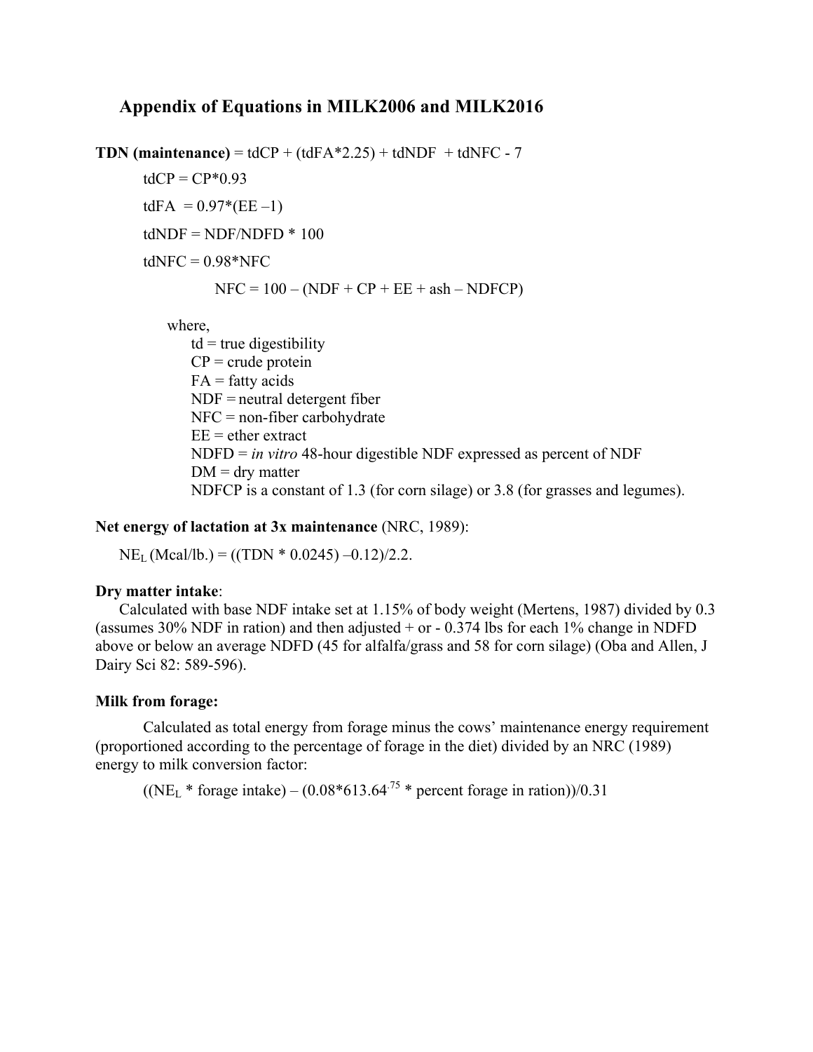## Appendix of Equations in MILK2006 and MILK2016

**TDN (maintenance)** = tdCP + (tdFA*2.25) + tdNDF + tdNFC - 7

tdCP = CP*0.93

tdFA = 0.97*(EE –1)

tdNDF = NDF/NDFD * 100

tdNFC = 0.98*NFC

NFC = 100 – (NDF + CP + EE + ash – NDFCP)

where,
td = true digestibility
CP = crude protein
FA = fatty acids
NDF = neutral detergent fiber
NFC = non-fiber carbohydrate
EE = ether extract
NDFD = *in vitro* 48-hour digestible NDF expressed as percent of NDF
DM = dry matter
NDFCP is a constant of 1.3 (for corn silage) or 3.8 (for grasses and legumes).

**Net energy of lactation at 3x maintenance** (NRC, 1989):

$NE_L$ (Mcal/lb.) = ((TDN * 0.0245) –0.12)/2.2.

**Dry matter intake**:

Calculated with base NDF intake set at 1.15% of body weight (Mertens, 1987) divided by 0.3 (assumes 30% NDF in ration) and then adjusted + or - 0.374 lbs for each 1% change in NDFD above or below an average NDFD (45 for alfalfa/grass and 58 for corn silage) (Oba and Allen, J Dairy Sci 82: 589-596).

**Milk from forage:**

Calculated as total energy from forage minus the cows' maintenance energy requirement (proportioned according to the percentage of forage in the diet) divided by an NRC (1989) energy to milk conversion factor:

$((NE_L * \text{forage intake}) – (0.08*613.64^{.75} * \text{percent forage in ration}))/0.31$